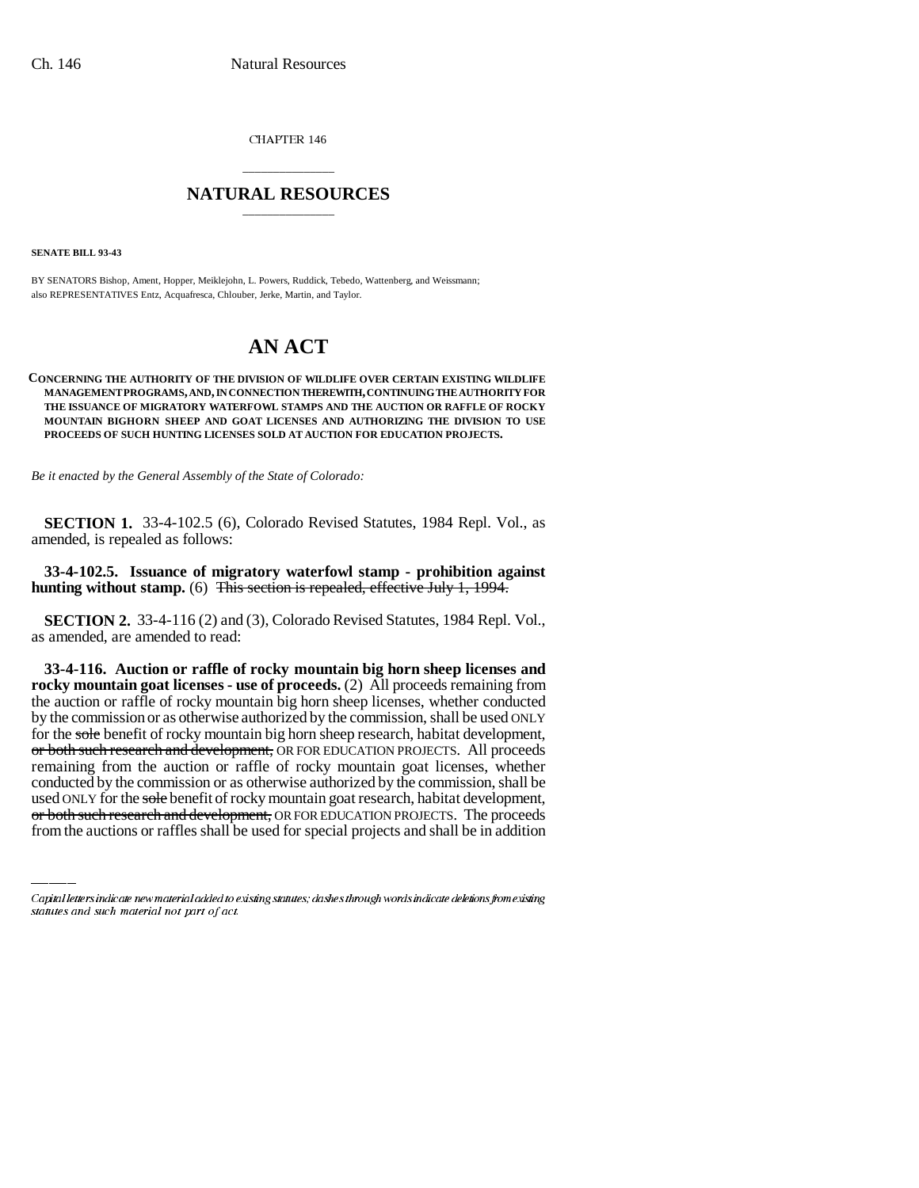CHAPTER 146

# NATURAL RESOURCES

**SENATE BILL 93-43**

BY SENATORS Bishop, Ament, Hopper, Meiklejohn, L. Powers, Ruddick, Tebedo, Wattenberg, and Weissmann;
also REPRESENTATIVES Entz, Acquafresca, Chlouber, Jerke, Martin, and Taylor.

# AN ACT

**CONCERNING THE AUTHORITY OF THE DIVISION OF WILDLIFE OVER CERTAIN EXISTING WILDLIFE MANAGEMENT PROGRAMS, AND, IN CONNECTION THEREWITH, CONTINUING THE AUTHORITY FOR THE ISSUANCE OF MIGRATORY WATERFOWL STAMPS AND THE AUCTION OR RAFFLE OF ROCKY MOUNTAIN BIGHORN SHEEP AND GOAT LICENSES AND AUTHORIZING THE DIVISION TO USE PROCEEDS OF SUCH HUNTING LICENSES SOLD AT AUCTION FOR EDUCATION PROJECTS.**

*Be it enacted by the General Assembly of the State of Colorado:*

**SECTION 1.** 33-4-102.5 (6), Colorado Revised Statutes, 1984 Repl. Vol., as amended, is repealed as follows:

**33-4-102.5. Issuance of migratory waterfowl stamp - prohibition against hunting without stamp.** (6) ~~This section is repealed, effective July 1, 1994.~~

**SECTION 2.** 33-4-116 (2) and (3), Colorado Revised Statutes, 1984 Repl. Vol., as amended, are amended to read:

**33-4-116. Auction or raffle of rocky mountain big horn sheep licenses and rocky mountain goat licenses - use of proceeds.** (2) All proceeds remaining from the auction or raffle of rocky mountain big horn sheep licenses, whether conducted by the commission or as otherwise authorized by the commission, shall be used ONLY for the ~~sole~~ benefit of rocky mountain big horn sheep research, habitat development, ~~or both such research and development,~~ OR FOR EDUCATION PROJECTS. All proceeds remaining from the auction or raffle of rocky mountain goat licenses, whether conducted by the commission or as otherwise authorized by the commission, shall be used ONLY for the ~~sole~~ benefit of rocky mountain goat research, habitat development, ~~or both such research and development,~~ OR FOR EDUCATION PROJECTS. The proceeds from the auctions or raffles shall be used for special projects and shall be in addition

Capital letters indicate new material added to existing statutes; dashes through words indicate deletions from existing statutes and such material not part of act.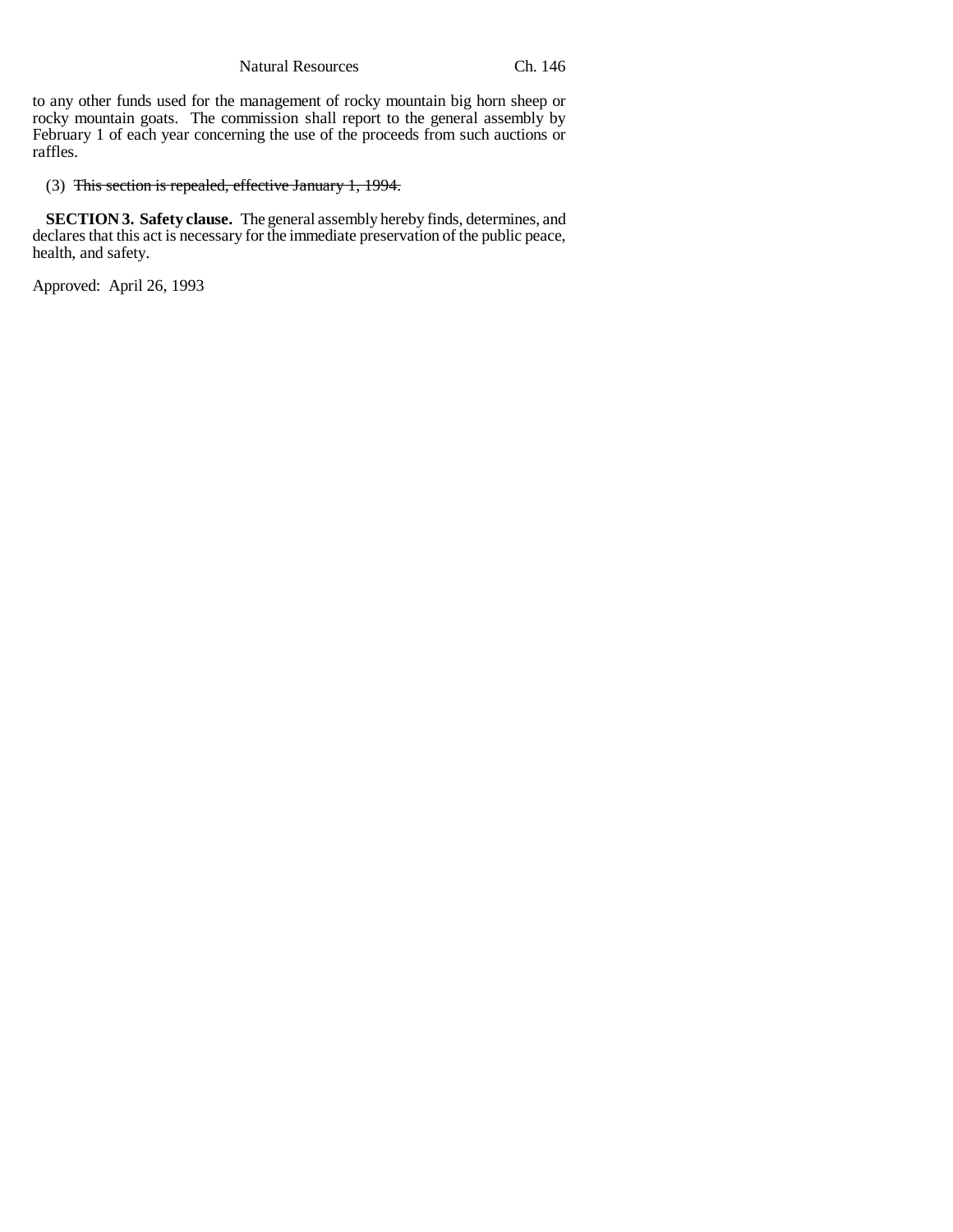to any other funds used for the management of rocky mountain big horn sheep or rocky mountain goats. The commission shall report to the general assembly by February 1 of each year concerning the use of the proceeds from such auctions or raffles.

(3) ~~This section is repealed, effective January 1, 1994.~~

**SECTION 3. Safety clause.** The general assembly hereby finds, determines, and declares that this act is necessary for the immediate preservation of the public peace, health, and safety.

Approved: April 26, 1993